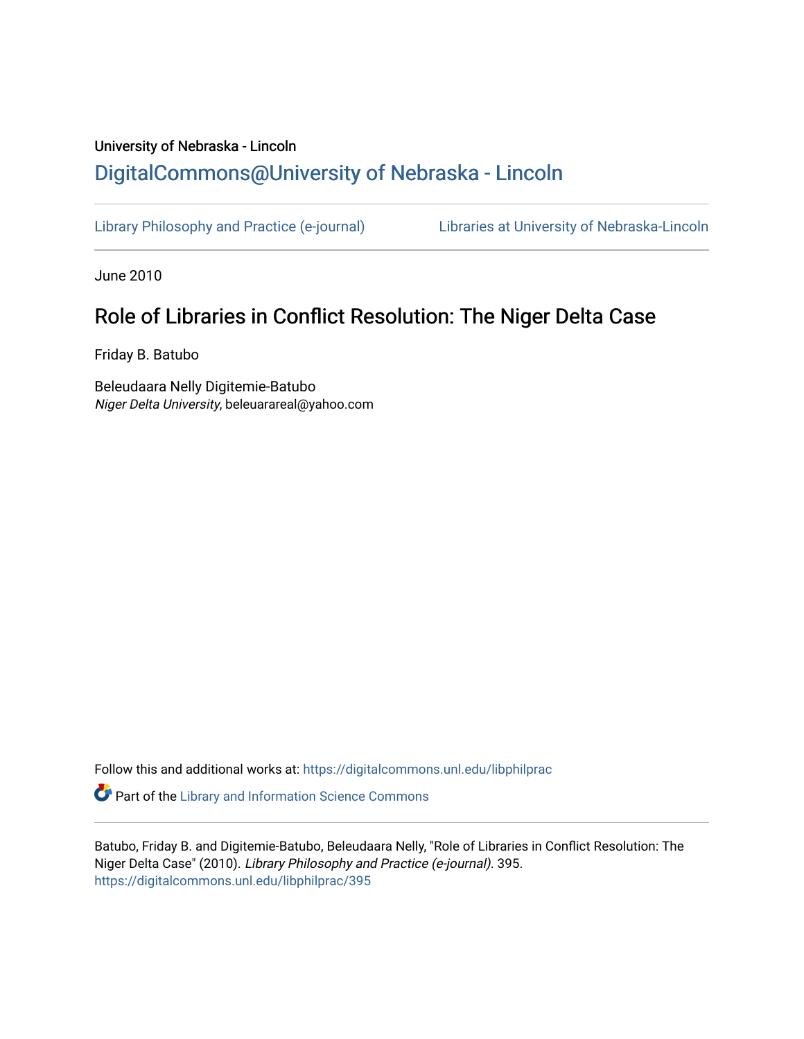University of Nebraska - Lincoln

# DigitalCommons@University of Nebraska - Lincoln

Library Philosophy and Practice (e-journal) Libraries at University of Nebraska-Lincoln

June 2010

## Role of Libraries in Conflict Resolution: The Niger Delta Case

Friday B. Batubo

Beleudaara Nelly Digitemie-Batubo
*Niger Delta University*, beleuarareal@yahoo.com

Follow this and additional works at: https://digitalcommons.unl.edu/libphilprac

Part of the Library and Information Science Commons

Batubo, Friday B. and Digitemie-Batubo, Beleudaara Nelly, "Role of Libraries in Conflict Resolution: The Niger Delta Case" (2010). *Library Philosophy and Practice (e-journal)*. 395.
https://digitalcommons.unl.edu/libphilprac/395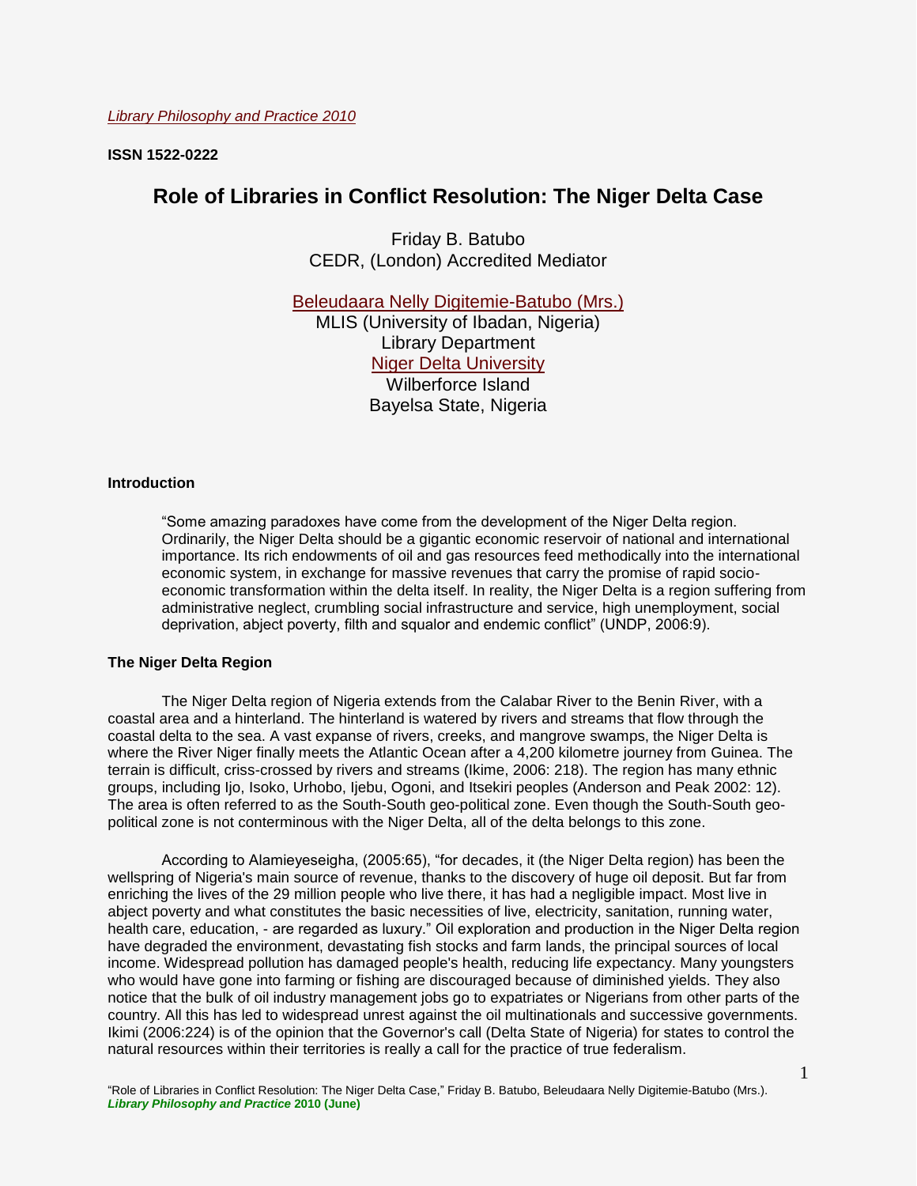*Library Philosophy and Practice 2010*

**ISSN 1522-0222**

# Role of Libraries in Conflict Resolution: The Niger Delta Case

Friday B. Batubo
CEDR, (London) Accredited Mediator

Beleudaara Nelly Digitemie-Batubo (Mrs.)
MLIS (University of Ibadan, Nigeria)
Library Department
Niger Delta University
Wilberforce Island
Bayelsa State, Nigeria

### Introduction

> "Some amazing paradoxes have come from the development of the Niger Delta region. Ordinarily, the Niger Delta should be a gigantic economic reservoir of national and international importance. Its rich endowments of oil and gas resources feed methodically into the international economic system, in exchange for massive revenues that carry the promise of rapid socio-economic transformation within the delta itself. In reality, the Niger Delta is a region suffering from administrative neglect, crumbling social infrastructure and service, high unemployment, social deprivation, abject poverty, filth and squalor and endemic conflict" (UNDP, 2006:9).

### The Niger Delta Region

The Niger Delta region of Nigeria extends from the Calabar River to the Benin River, with a coastal area and a hinterland. The hinterland is watered by rivers and streams that flow through the coastal delta to the sea. A vast expanse of rivers, creeks, and mangrove swamps, the Niger Delta is where the River Niger finally meets the Atlantic Ocean after a 4,200 kilometre journey from Guinea. The terrain is difficult, criss-crossed by rivers and streams (Ikime, 2006: 218). The region has many ethnic groups, including Ijo, Isoko, Urhobo, Ijebu, Ogoni, and Itsekiri peoples (Anderson and Peak 2002: 12). The area is often referred to as the South-South geo-political zone. Even though the South-South geo-political zone is not conterminous with the Niger Delta, all of the delta belongs to this zone.

According to Alamieyeseigha, (2005:65), "for decades, it (the Niger Delta region) has been the wellspring of Nigeria's main source of revenue, thanks to the discovery of huge oil deposit. But far from enriching the lives of the 29 million people who live there, it has had a negligible impact. Most live in abject poverty and what constitutes the basic necessities of live, electricity, sanitation, running water, health care, education, - are regarded as luxury." Oil exploration and production in the Niger Delta region have degraded the environment, devastating fish stocks and farm lands, the principal sources of local income. Widespread pollution has damaged people's health, reducing life expectancy. Many youngsters who would have gone into farming or fishing are discouraged because of diminished yields. They also notice that the bulk of oil industry management jobs go to expatriates or Nigerians from other parts of the country. All this has led to widespread unrest against the oil multinationals and successive governments. Ikimi (2006:224) is of the opinion that the Governor's call (Delta State of Nigeria) for states to control the natural resources within their territories is really a call for the practice of true federalism.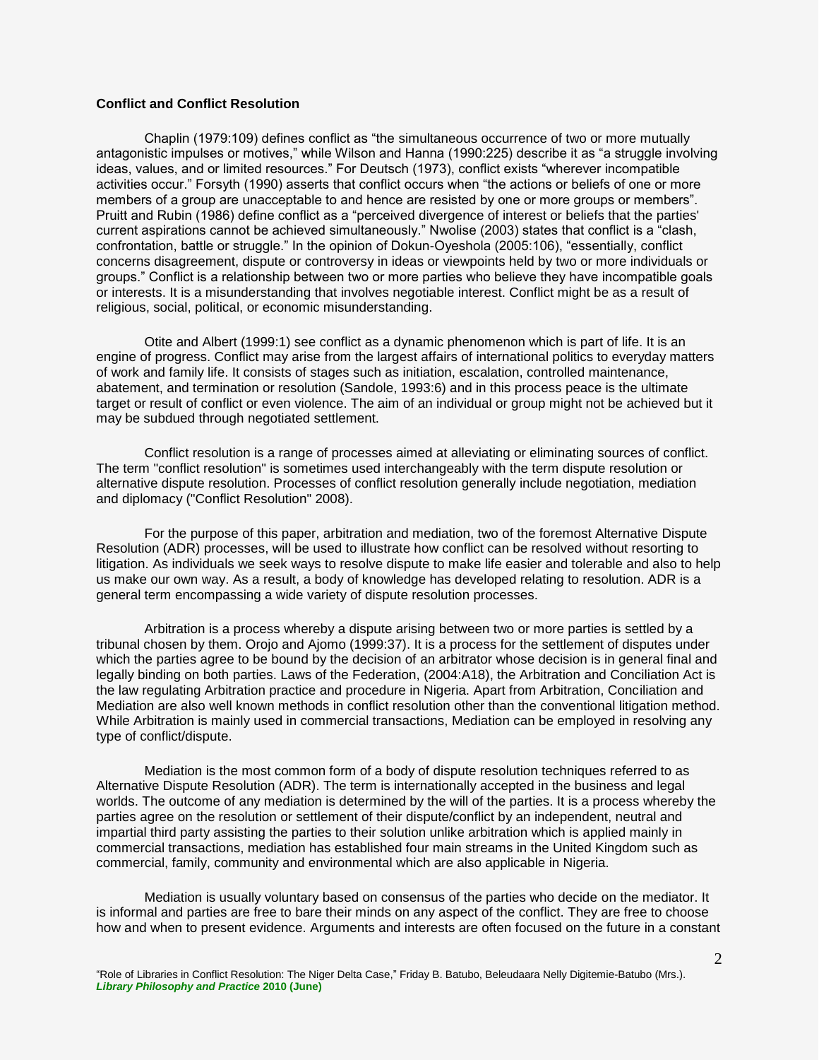**Conflict and Conflict Resolution**

Chaplin (1979:109) defines conflict as "the simultaneous occurrence of two or more mutually antagonistic impulses or motives," while Wilson and Hanna (1990:225) describe it as "a struggle involving ideas, values, and or limited resources." For Deutsch (1973), conflict exists "wherever incompatible activities occur." Forsyth (1990) asserts that conflict occurs when "the actions or beliefs of one or more members of a group are unacceptable to and hence are resisted by one or more groups or members". Pruitt and Rubin (1986) define conflict as a "perceived divergence of interest or beliefs that the parties' current aspirations cannot be achieved simultaneously." Nwolise (2003) states that conflict is a "clash, confrontation, battle or struggle." In the opinion of Dokun-Oyeshola (2005:106), "essentially, conflict concerns disagreement, dispute or controversy in ideas or viewpoints held by two or more individuals or groups." Conflict is a relationship between two or more parties who believe they have incompatible goals or interests. It is a misunderstanding that involves negotiable interest. Conflict might be as a result of religious, social, political, or economic misunderstanding.

Otite and Albert (1999:1) see conflict as a dynamic phenomenon which is part of life. It is an engine of progress. Conflict may arise from the largest affairs of international politics to everyday matters of work and family life. It consists of stages such as initiation, escalation, controlled maintenance, abatement, and termination or resolution (Sandole, 1993:6) and in this process peace is the ultimate target or result of conflict or even violence. The aim of an individual or group might not be achieved but it may be subdued through negotiated settlement.

Conflict resolution is a range of processes aimed at alleviating or eliminating sources of conflict. The term "conflict resolution" is sometimes used interchangeably with the term dispute resolution or alternative dispute resolution. Processes of conflict resolution generally include negotiation, mediation and diplomacy ("Conflict Resolution" 2008).

For the purpose of this paper, arbitration and mediation, two of the foremost Alternative Dispute Resolution (ADR) processes, will be used to illustrate how conflict can be resolved without resorting to litigation. As individuals we seek ways to resolve dispute to make life easier and tolerable and also to help us make our own way. As a result, a body of knowledge has developed relating to resolution. ADR is a general term encompassing a wide variety of dispute resolution processes.

Arbitration is a process whereby a dispute arising between two or more parties is settled by a tribunal chosen by them. Orojo and Ajomo (1999:37). It is a process for the settlement of disputes under which the parties agree to be bound by the decision of an arbitrator whose decision is in general final and legally binding on both parties. Laws of the Federation, (2004:A18), the Arbitration and Conciliation Act is the law regulating Arbitration practice and procedure in Nigeria. Apart from Arbitration, Conciliation and Mediation are also well known methods in conflict resolution other than the conventional litigation method. While Arbitration is mainly used in commercial transactions, Mediation can be employed in resolving any type of conflict/dispute.

Mediation is the most common form of a body of dispute resolution techniques referred to as Alternative Dispute Resolution (ADR). The term is internationally accepted in the business and legal worlds. The outcome of any mediation is determined by the will of the parties. It is a process whereby the parties agree on the resolution or settlement of their dispute/conflict by an independent, neutral and impartial third party assisting the parties to their solution unlike arbitration which is applied mainly in commercial transactions, mediation has established four main streams in the United Kingdom such as commercial, family, community and environmental which are also applicable in Nigeria.

Mediation is usually voluntary based on consensus of the parties who decide on the mediator. It is informal and parties are free to bare their minds on any aspect of the conflict. They are free to choose how and when to present evidence. Arguments and interests are often focused on the future in a constant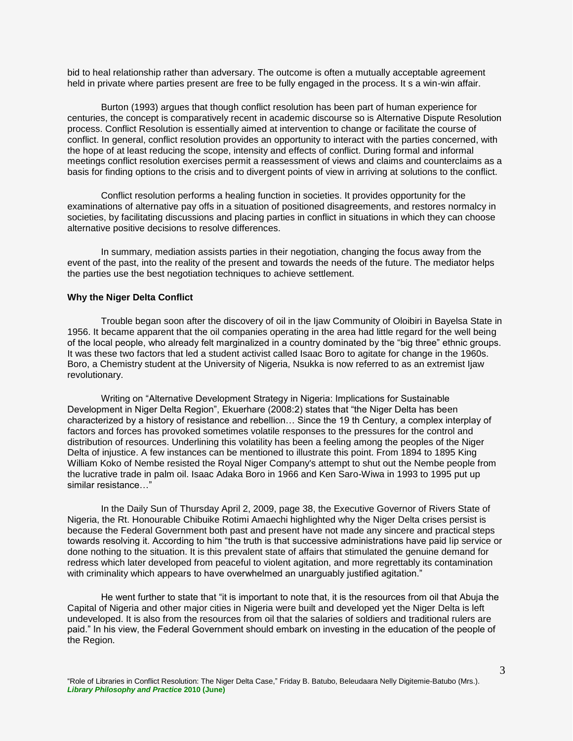bid to heal relationship rather than adversary. The outcome is often a mutually acceptable agreement held in private where parties present are free to be fully engaged in the process. It s a win-win affair.

Burton (1993) argues that though conflict resolution has been part of human experience for centuries, the concept is comparatively recent in academic discourse so is Alternative Dispute Resolution process. Conflict Resolution is essentially aimed at intervention to change or facilitate the course of conflict. In general, conflict resolution provides an opportunity to interact with the parties concerned, with the hope of at least reducing the scope, intensity and effects of conflict. During formal and informal meetings conflict resolution exercises permit a reassessment of views and claims and counterclaims as a basis for finding options to the crisis and to divergent points of view in arriving at solutions to the conflict.

Conflict resolution performs a healing function in societies. It provides opportunity for the examinations of alternative pay offs in a situation of positioned disagreements, and restores normalcy in societies, by facilitating discussions and placing parties in conflict in situations in which they can choose alternative positive decisions to resolve differences.

In summary, mediation assists parties in their negotiation, changing the focus away from the event of the past, into the reality of the present and towards the needs of the future. The mediator helps the parties use the best negotiation techniques to achieve settlement.

**Why the Niger Delta Conflict**

Trouble began soon after the discovery of oil in the Ijaw Community of Oloibiri in Bayelsa State in 1956. It became apparent that the oil companies operating in the area had little regard for the well being of the local people, who already felt marginalized in a country dominated by the "big three" ethnic groups. It was these two factors that led a student activist called Isaac Boro to agitate for change in the 1960s. Boro, a Chemistry student at the University of Nigeria, Nsukka is now referred to as an extremist Ijaw revolutionary.

Writing on "Alternative Development Strategy in Nigeria: Implications for Sustainable Development in Niger Delta Region", Ekuerhare (2008:2) states that "the Niger Delta has been characterized by a history of resistance and rebellion… Since the 19 th Century, a complex interplay of factors and forces has provoked sometimes volatile responses to the pressures for the control and distribution of resources. Underlining this volatility has been a feeling among the peoples of the Niger Delta of injustice. A few instances can be mentioned to illustrate this point. From 1894 to 1895 King William Koko of Nembe resisted the Royal Niger Company's attempt to shut out the Nembe people from the lucrative trade in palm oil. Isaac Adaka Boro in 1966 and Ken Saro-Wiwa in 1993 to 1995 put up similar resistance…"

In the Daily Sun of Thursday April 2, 2009, page 38, the Executive Governor of Rivers State of Nigeria, the Rt. Honourable Chibuike Rotimi Amaechi highlighted why the Niger Delta crises persist is because the Federal Government both past and present have not made any sincere and practical steps towards resolving it. According to him "the truth is that successive administrations have paid lip service or done nothing to the situation. It is this prevalent state of affairs that stimulated the genuine demand for redress which later developed from peaceful to violent agitation, and more regrettably its contamination with criminality which appears to have overwhelmed an unarguably justified agitation."

He went further to state that "it is important to note that, it is the resources from oil that Abuja the Capital of Nigeria and other major cities in Nigeria were built and developed yet the Niger Delta is left undeveloped. It is also from the resources from oil that the salaries of soldiers and traditional rulers are paid." In his view, the Federal Government should embark on investing in the education of the people of the Region.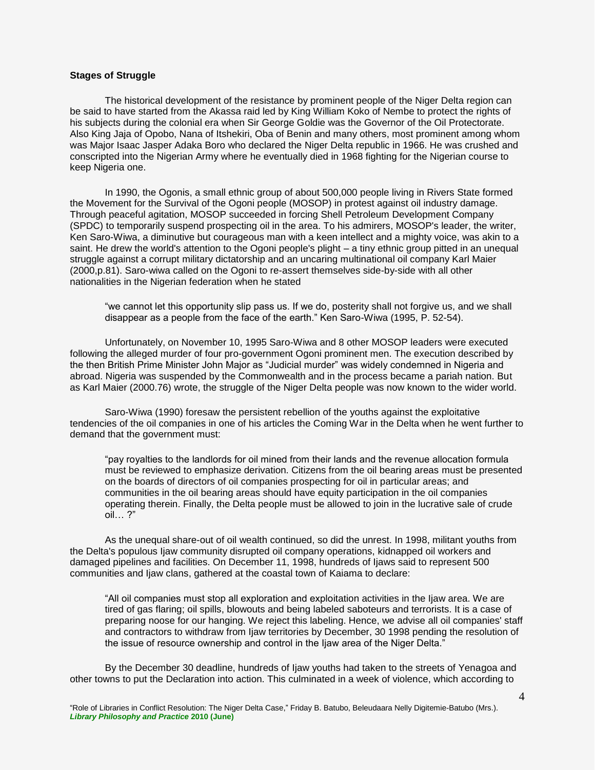### Stages of Struggle

The historical development of the resistance by prominent people of the Niger Delta region can be said to have started from the Akassa raid led by King William Koko of Nembe to protect the rights of his subjects during the colonial era when Sir George Goldie was the Governor of the Oil Protectorate. Also King Jaja of Opobo, Nana of Itshekiri, Oba of Benin and many others, most prominent among whom was Major Isaac Jasper Adaka Boro who declared the Niger Delta republic in 1966. He was crushed and conscripted into the Nigerian Army where he eventually died in 1968 fighting for the Nigerian course to keep Nigeria one.

In 1990, the Ogonis, a small ethnic group of about 500,000 people living in Rivers State formed the Movement for the Survival of the Ogoni people (MOSOP) in protest against oil industry damage. Through peaceful agitation, MOSOP succeeded in forcing Shell Petroleum Development Company (SPDC) to temporarily suspend prospecting oil in the area. To his admirers, MOSOP's leader, the writer, Ken Saro-Wiwa, a diminutive but courageous man with a keen intellect and a mighty voice, was akin to a saint. He drew the world's attention to the Ogoni people's plight – a tiny ethnic group pitted in an unequal struggle against a corrupt military dictatorship and an uncaring multinational oil company Karl Maier (2000,p.81). Saro-wiwa called on the Ogoni to re-assert themselves side-by-side with all other nationalities in the Nigerian federation when he stated

> "we cannot let this opportunity slip pass us. If we do, posterity shall not forgive us, and we shall disappear as a people from the face of the earth." Ken Saro-Wiwa (1995, P. 52-54).

Unfortunately, on November 10, 1995 Saro-Wiwa and 8 other MOSOP leaders were executed following the alleged murder of four pro-government Ogoni prominent men. The execution described by the then British Prime Minister John Major as "Judicial murder" was widely condemned in Nigeria and abroad. Nigeria was suspended by the Commonwealth and in the process became a pariah nation. But as Karl Maier (2000.76) wrote, the struggle of the Niger Delta people was now known to the wider world.

Saro-Wiwa (1990) foresaw the persistent rebellion of the youths against the exploitative tendencies of the oil companies in one of his articles the Coming War in the Delta when he went further to demand that the government must:

> "pay royalties to the landlords for oil mined from their lands and the revenue allocation formula must be reviewed to emphasize derivation. Citizens from the oil bearing areas must be presented on the boards of directors of oil companies prospecting for oil in particular areas; and communities in the oil bearing areas should have equity participation in the oil companies operating therein. Finally, the Delta people must be allowed to join in the lucrative sale of crude oil… ?"

As the unequal share-out of oil wealth continued, so did the unrest. In 1998, militant youths from the Delta's populous Ijaw community disrupted oil company operations, kidnapped oil workers and damaged pipelines and facilities. On December 11, 1998, hundreds of Ijaws said to represent 500 communities and Ijaw clans, gathered at the coastal town of Kaiama to declare:

> "All oil companies must stop all exploration and exploitation activities in the Ijaw area. We are tired of gas flaring; oil spills, blowouts and being labeled saboteurs and terrorists. It is a case of preparing noose for our hanging. We reject this labeling. Hence, we advise all oil companies' staff and contractors to withdraw from Ijaw territories by December, 30 1998 pending the resolution of the issue of resource ownership and control in the Ijaw area of the Niger Delta."

By the December 30 deadline, hundreds of Ijaw youths had taken to the streets of Yenagoa and other towns to put the Declaration into action. This culminated in a week of violence, which according to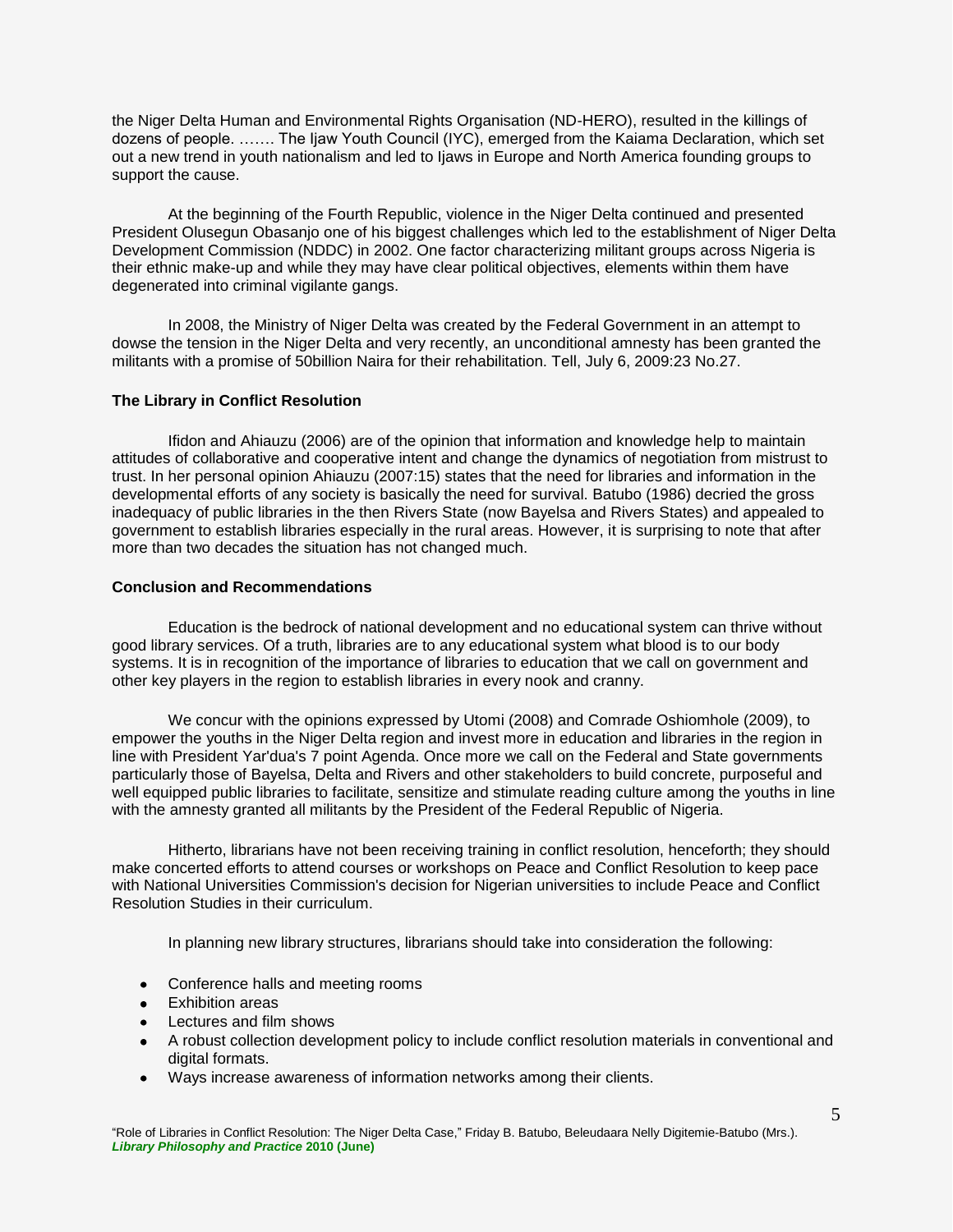the Niger Delta Human and Environmental Rights Organisation (ND-HERO), resulted in the killings of dozens of people. ……. The Ijaw Youth Council (IYC), emerged from the Kaiama Declaration, which set out a new trend in youth nationalism and led to Ijaws in Europe and North America founding groups to support the cause.

At the beginning of the Fourth Republic, violence in the Niger Delta continued and presented President Olusegun Obasanjo one of his biggest challenges which led to the establishment of Niger Delta Development Commission (NDDC) in 2002. One factor characterizing militant groups across Nigeria is their ethnic make-up and while they may have clear political objectives, elements within them have degenerated into criminal vigilante gangs.

In 2008, the Ministry of Niger Delta was created by the Federal Government in an attempt to dowse the tension in the Niger Delta and very recently, an unconditional amnesty has been granted the militants with a promise of 50billion Naira for their rehabilitation. Tell, July 6, 2009:23 No.27.

**The Library in Conflict Resolution**

Ifidon and Ahiauzu (2006) are of the opinion that information and knowledge help to maintain attitudes of collaborative and cooperative intent and change the dynamics of negotiation from mistrust to trust. In her personal opinion Ahiauzu (2007:15) states that the need for libraries and information in the developmental efforts of any society is basically the need for survival. Batubo (1986) decried the gross inadequacy of public libraries in the then Rivers State (now Bayelsa and Rivers States) and appealed to government to establish libraries especially in the rural areas. However, it is surprising to note that after more than two decades the situation has not changed much.

**Conclusion and Recommendations**

Education is the bedrock of national development and no educational system can thrive without good library services. Of a truth, libraries are to any educational system what blood is to our body systems. It is in recognition of the importance of libraries to education that we call on government and other key players in the region to establish libraries in every nook and cranny.

We concur with the opinions expressed by Utomi (2008) and Comrade Oshiomhole (2009), to empower the youths in the Niger Delta region and invest more in education and libraries in the region in line with President Yar'dua's 7 point Agenda. Once more we call on the Federal and State governments particularly those of Bayelsa, Delta and Rivers and other stakeholders to build concrete, purposeful and well equipped public libraries to facilitate, sensitize and stimulate reading culture among the youths in line with the amnesty granted all militants by the President of the Federal Republic of Nigeria.

Hitherto, librarians have not been receiving training in conflict resolution, henceforth; they should make concerted efforts to attend courses or workshops on Peace and Conflict Resolution to keep pace with National Universities Commission's decision for Nigerian universities to include Peace and Conflict Resolution Studies in their curriculum.

In planning new library structures, librarians should take into consideration the following:

- Conference halls and meeting rooms
- Exhibition areas
- Lectures and film shows
- A robust collection development policy to include conflict resolution materials in conventional and digital formats.
- Ways increase awareness of information networks among their clients.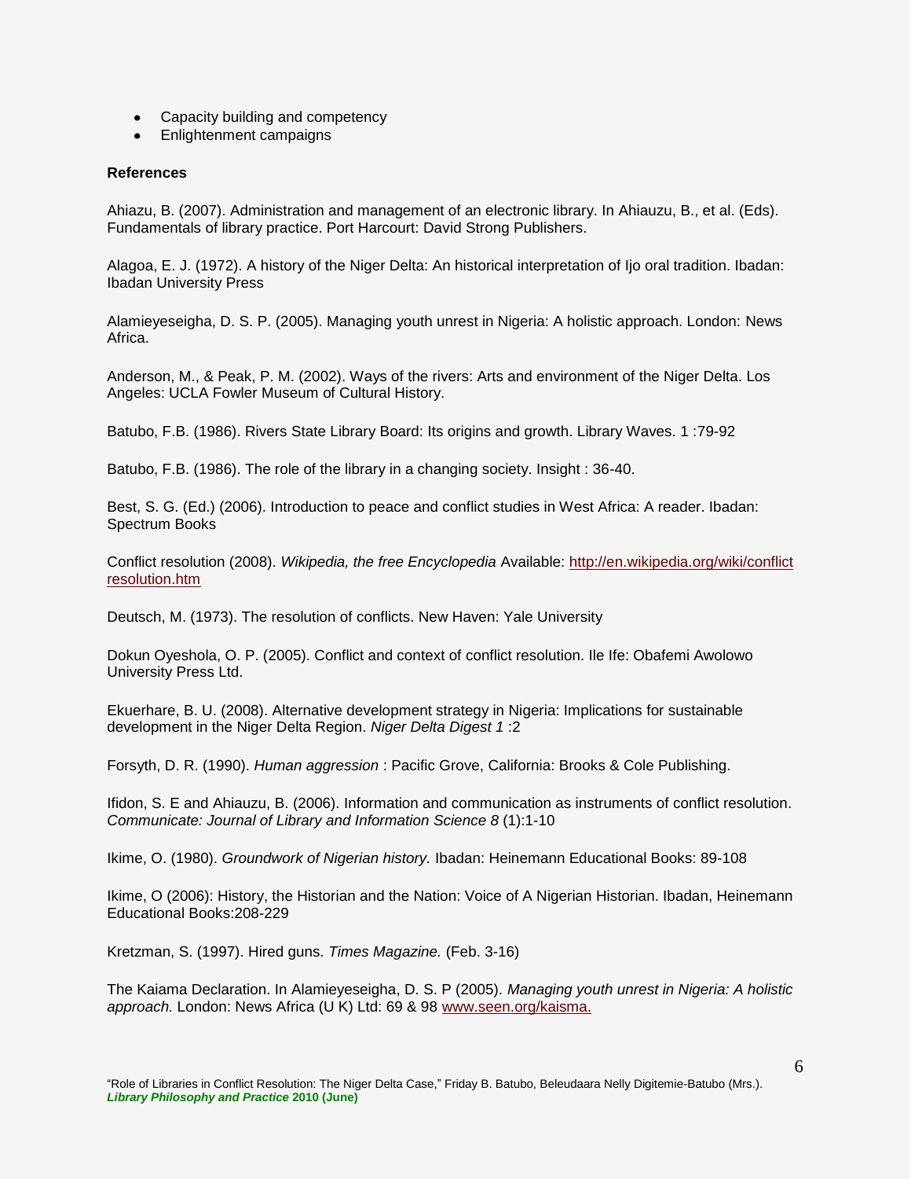- Capacity building and competency
- Enlightenment campaigns

**References**

Ahiazu, B. (2007). Administration and management of an electronic library. In Ahiauzu, B., et al. (Eds). Fundamentals of library practice. Port Harcourt: David Strong Publishers.

Alagoa, E. J. (1972). A history of the Niger Delta: An historical interpretation of Ijo oral tradition. Ibadan: Ibadan University Press

Alamieyeseigha, D. S. P. (2005). Managing youth unrest in Nigeria: A holistic approach. London: News Africa.

Anderson, M., & Peak, P. M. (2002). Ways of the rivers: Arts and environment of the Niger Delta. Los Angeles: UCLA Fowler Museum of Cultural History.

Batubo, F.B. (1986). Rivers State Library Board: Its origins and growth. Library Waves. 1 :79-92

Batubo, F.B. (1986). The role of the library in a changing society. Insight : 36-40.

Best, S. G. (Ed.) (2006). Introduction to peace and conflict studies in West Africa: A reader. Ibadan: Spectrum Books

Conflict resolution (2008). *Wikipedia, the free Encyclopedia* Available: [http://en.wikipedia.org/wiki/conflict resolution.htm](http://en.wikipedia.org/wiki/conflict resolution.htm)

Deutsch, M. (1973). The resolution of conflicts. New Haven: Yale University

Dokun Oyeshola, O. P. (2005). Conflict and context of conflict resolution. Ile Ife: Obafemi Awolowo University Press Ltd.

Ekuerhare, B. U. (2008). Alternative development strategy in Nigeria: Implications for sustainable development in the Niger Delta Region. *Niger Delta Digest 1* :2

Forsyth, D. R. (1990). *Human aggression* : Pacific Grove, California: Brooks & Cole Publishing.

Ifidon, S. E and Ahiauzu, B. (2006). Information and communication as instruments of conflict resolution. *Communicate: Journal of Library and Information Science 8* (1):1-10

Ikime, O. (1980). *Groundwork of Nigerian history.* Ibadan: Heinemann Educational Books: 89-108

Ikime, O (2006): History, the Historian and the Nation: Voice of A Nigerian Historian. Ibadan, Heinemann Educational Books:208-229

Kretzman, S. (1997). Hired guns. *Times Magazine.* (Feb. 3-16)

The Kaiama Declaration. In Alamieyeseigha, D. S. P (2005). *Managing youth unrest in Nigeria: A holistic approach.* London: News Africa (U K) Ltd: 69 & 98 [www.seen.org/kaisma.](www.seen.org/kaisma.)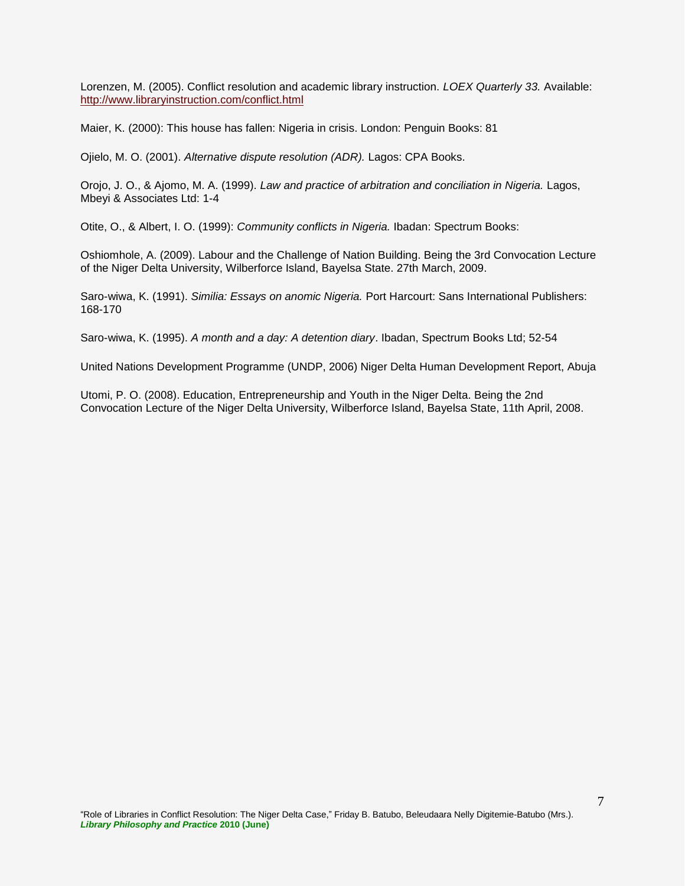Lorenzen, M. (2005). Conflict resolution and academic library instruction. *LOEX Quarterly 33.* Available: http://www.libraryinstruction.com/conflict.html

Maier, K. (2000): This house has fallen: Nigeria in crisis. London: Penguin Books: 81

Ojielo, M. O. (2001). *Alternative dispute resolution (ADR).* Lagos: CPA Books.

Orojo, J. O., & Ajomo, M. A. (1999). *Law and practice of arbitration and conciliation in Nigeria.* Lagos, Mbeyi & Associates Ltd: 1-4

Otite, O., & Albert, I. O. (1999): *Community conflicts in Nigeria.* Ibadan: Spectrum Books:

Oshiomhole, A. (2009). Labour and the Challenge of Nation Building. Being the 3rd Convocation Lecture of the Niger Delta University, Wilberforce Island, Bayelsa State. 27th March, 2009.

Saro-wiwa, K. (1991). *Similia: Essays on anomic Nigeria.* Port Harcourt: Sans International Publishers: 168-170

Saro-wiwa, K. (1995). *A month and a day: A detention diary*. Ibadan, Spectrum Books Ltd; 52-54

United Nations Development Programme (UNDP, 2006) Niger Delta Human Development Report, Abuja

Utomi, P. O. (2008). Education, Entrepreneurship and Youth in the Niger Delta. Being the 2nd Convocation Lecture of the Niger Delta University, Wilberforce Island, Bayelsa State, 11th April, 2008.